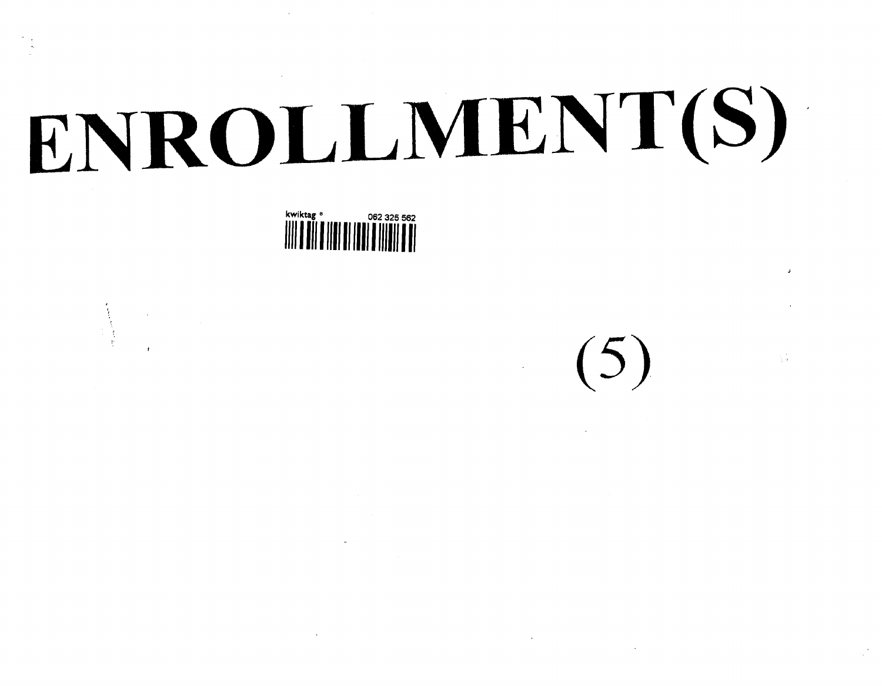# ENROLLMENT(S)

kwiktag ® 062 325 562

(5)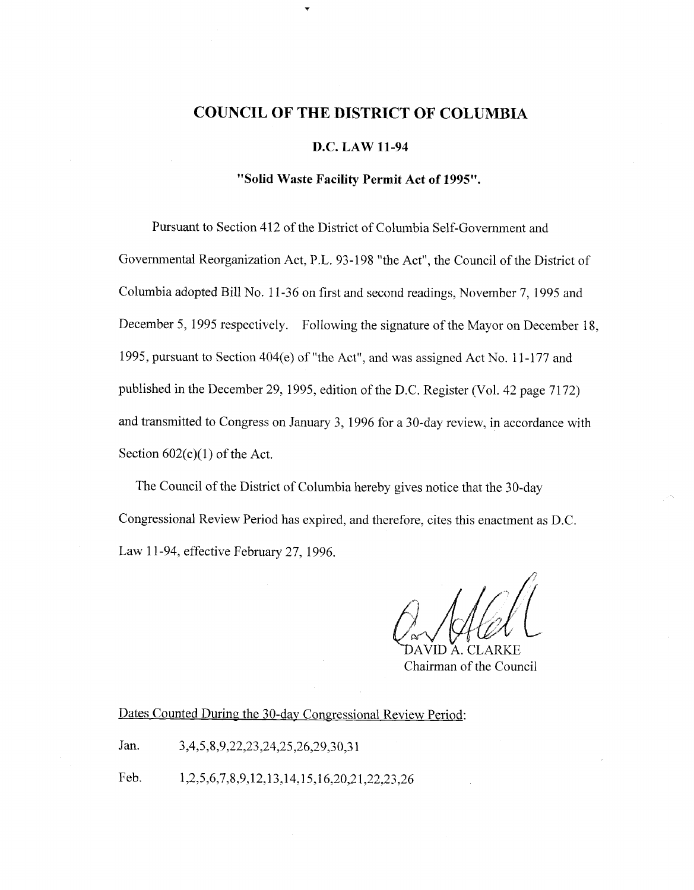# COUNCIL OF THE DISTRICT OF COLUMBIA

## D.C. LAW 11-94

### "Solid Waste Facility Permit Act of 1995".

Pursuant to Section 412 of the District of Columbia Self-Government and Governmental Reorganization Act, P.L. 93-198 "the Act", the Council of the District of Columbia adopted Bill No. 11-36 on first and second readings, November 7, 1995 and December 5, 1995 respectively. Following the signature of the Mayor on December 18, 1995, pursuant to Section 404(e) of "the Act", and was assigned Act No. 11-177 and published in the December 29, 1995, edition of the D.C. Register (Vol. 42 page 7172) and transmitted to Congress on January 3, 1996 for a 30-day review, in accordance with Section 602(c)(1) of the Act.

The Council of the District of Columbia hereby gives notice that the 30-day Congressional Review Period has expired, and therefore, cites this enactment as D.C. Law 11-94, effective February 27, 1996.

DAVID A. CLARKE
Chairman of the Council

Dates Counted During the 30-day Congressional Review Period:

Jan. 3,4,5,8,9,22,23,24,25,26,29,30,31

Feb. 1,2,5,6,7,8,9,12,13,14,15,16,20,21,22,23,26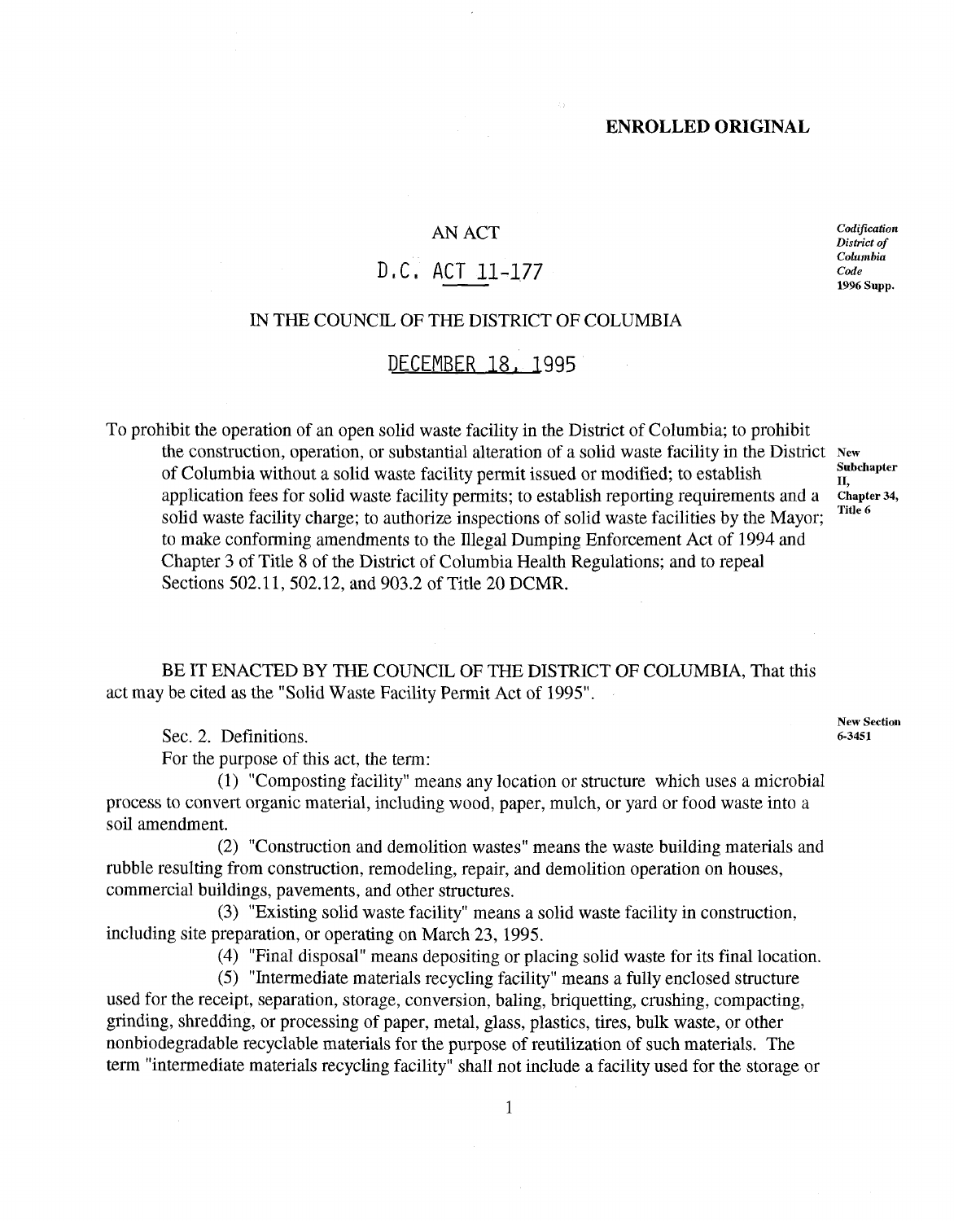**ENROLLED ORIGINAL**

AN ACT

D.C. ACT 11-177

IN THE COUNCIL OF THE DISTRICT OF COLUMBIA

DECEMBER 18, 1995

*Codification District of Columbia Code 1996 Supp.*

To prohibit the operation of an open solid waste facility in the District of Columbia; to prohibit the construction, operation, or substantial alteration of a solid waste facility in the District of Columbia without a solid waste facility permit issued or modified; to establish application fees for solid waste facility permits; to establish reporting requirements and a solid waste facility charge; to authorize inspections of solid waste facilities by the Mayor; to make conforming amendments to the Illegal Dumping Enforcement Act of 1994 and Chapter 3 of Title 8 of the District of Columbia Health Regulations; and to repeal Sections 502.11, 502.12, and 903.2 of Title 20 DCMR.

**New Subchapter II, Chapter 34, Title 6**

BE IT ENACTED BY THE COUNCIL OF THE DISTRICT OF COLUMBIA, That this act may be cited as the "Solid Waste Facility Permit Act of 1995".

**New Section 6-3451**

Sec. 2. Definitions.

For the purpose of this act, the term:

(1) "Composting facility" means any location or structure which uses a microbial process to convert organic material, including wood, paper, mulch, or yard or food waste into a soil amendment.

(2) "Construction and demolition wastes" means the waste building materials and rubble resulting from construction, remodeling, repair, and demolition operation on houses, commercial buildings, pavements, and other structures.

(3) "Existing solid waste facility" means a solid waste facility in construction, including site preparation, or operating on March 23, 1995.

(4) "Final disposal" means depositing or placing solid waste for its final location.

(5) "Intermediate materials recycling facility" means a fully enclosed structure used for the receipt, separation, storage, conversion, baling, briquetting, crushing, compacting, grinding, shredding, or processing of paper, metal, glass, plastics, tires, bulk waste, or other nonbiodegradable recyclable materials for the purpose of reutilization of such materials. The term "intermediate materials recycling facility" shall not include a facility used for the storage or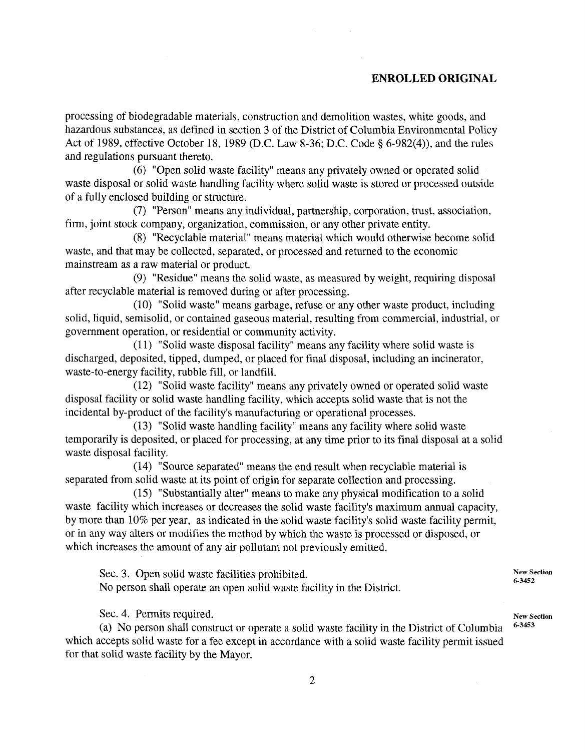processing of biodegradable materials, construction and demolition wastes, white goods, and hazardous substances, as defined in section 3 of the District of Columbia Environmental Policy Act of 1989, effective October 18, 1989 (D.C. Law 8-36; D.C. Code § 6-982(4)), and the rules and regulations pursuant thereto.

(6) "Open solid waste facility" means any privately owned or operated solid waste disposal or solid waste handling facility where solid waste is stored or processed outside of a fully enclosed building or structure.

(7) "Person" means any individual, partnership, corporation, trust, association, firm, joint stock company, organization, commission, or any other private entity.

(8) "Recyclable material" means material which would otherwise become solid waste, and that may be collected, separated, or processed and returned to the economic mainstream as a raw material or product.

(9) "Residue" means the solid waste, as measured by weight, requiring disposal after recyclable material is removed during or after processing.

(10) "Solid waste" means garbage, refuse or any other waste product, including solid, liquid, semisolid, or contained gaseous material, resulting from commercial, industrial, or government operation, or residential or community activity.

(11) "Solid waste disposal facility" means any facility where solid waste is discharged, deposited, tipped, dumped, or placed for final disposal, including an incinerator, waste-to-energy facility, rubble fill, or landfill.

(12) "Solid waste facility" means any privately owned or operated solid waste disposal facility or solid waste handling facility, which accepts solid waste that is not the incidental by-product of the facility's manufacturing or operational processes.

(13) "Solid waste handling facility" means any facility where solid waste temporarily is deposited, or placed for processing, at any time prior to its final disposal at a solid waste disposal facility.

(14) "Source separated" means the end result when recyclable material is separated from solid waste at its point of origin for separate collection and processing.

(15) "Substantially alter" means to make any physical modification to a solid waste facility which increases or decreases the solid waste facility's maximum annual capacity, by more than 10% per year, as indicated in the solid waste facility's solid waste facility permit, or in any way alters or modifies the method by which the waste is processed or disposed, or which increases the amount of any air pollutant not previously emitted.

Sec. 3. Open solid waste facilities prohibited.
No person shall operate an open solid waste facility in the District.

New Section 6-3452

Sec. 4. Permits required.

New Section 6-3453

(a) No person shall construct or operate a solid waste facility in the District of Columbia which accepts solid waste for a fee except in accordance with a solid waste facility permit issued for that solid waste facility by the Mayor.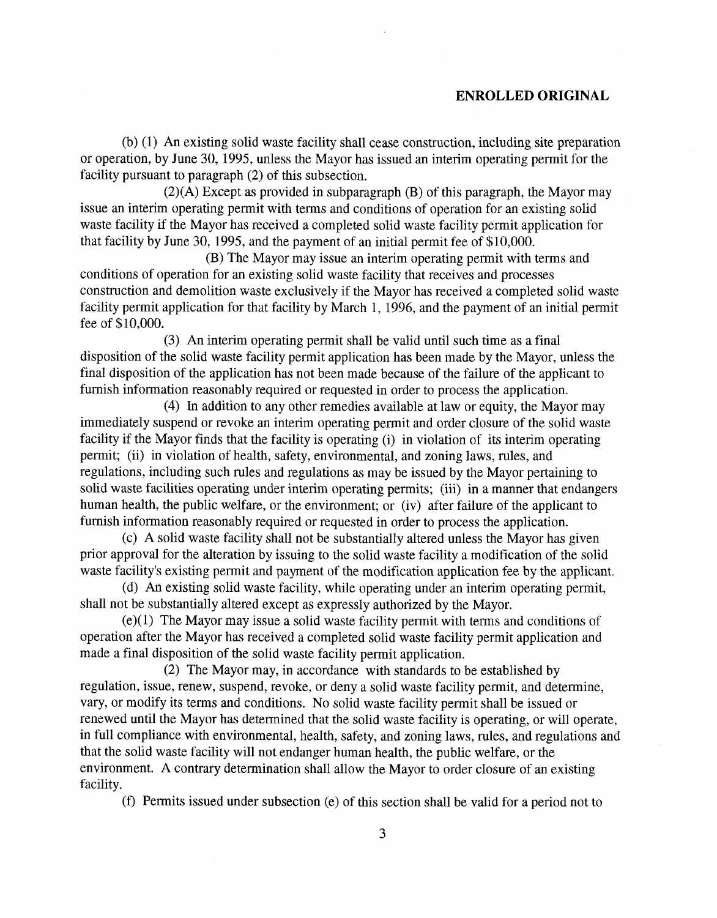(b) (1) An existing solid waste facility shall cease construction, including site preparation or operation, by June 30, 1995, unless the Mayor has issued an interim operating permit for the facility pursuant to paragraph (2) of this subsection.

(2)(A) Except as provided in subparagraph (B) of this paragraph, the Mayor may issue an interim operating permit with terms and conditions of operation for an existing solid waste facility if the Mayor has received a completed solid waste facility permit application for that facility by June 30, 1995, and the payment of an initial permit fee of $10,000.

(B) The Mayor may issue an interim operating permit with terms and conditions of operation for an existing solid waste facility that receives and processes construction and demolition waste exclusively if the Mayor has received a completed solid waste facility permit application for that facility by March 1, 1996, and the payment of an initial permit fee of $10,000.

(3) An interim operating permit shall be valid until such time as a final disposition of the solid waste facility permit application has been made by the Mayor, unless the final disposition of the application has not been made because of the failure of the applicant to furnish information reasonably required or requested in order to process the application.

(4) In addition to any other remedies available at law or equity, the Mayor may immediately suspend or revoke an interim operating permit and order closure of the solid waste facility if the Mayor finds that the facility is operating (i) in violation of its interim operating permit; (ii) in violation of health, safety, environmental, and zoning laws, rules, and regulations, including such rules and regulations as may be issued by the Mayor pertaining to solid waste facilities operating under interim operating permits; (iii) in a manner that endangers human health, the public welfare, or the environment; or (iv) after failure of the applicant to furnish information reasonably required or requested in order to process the application.

(c) A solid waste facility shall not be substantially altered unless the Mayor has given prior approval for the alteration by issuing to the solid waste facility a modification of the solid waste facility's existing permit and payment of the modification application fee by the applicant.

(d) An existing solid waste facility, while operating under an interim operating permit, shall not be substantially altered except as expressly authorized by the Mayor.

(e)(1) The Mayor may issue a solid waste facility permit with terms and conditions of operation after the Mayor has received a completed solid waste facility permit application and made a final disposition of the solid waste facility permit application.

(2) The Mayor may, in accordance with standards to be established by regulation, issue, renew, suspend, revoke, or deny a solid waste facility permit, and determine, vary, or modify its terms and conditions. No solid waste facility permit shall be issued or renewed until the Mayor has determined that the solid waste facility is operating, or will operate, in full compliance with environmental, health, safety, and zoning laws, rules, and regulations and that the solid waste facility will not endanger human health, the public welfare, or the environment. A contrary determination shall allow the Mayor to order closure of an existing facility.

(f) Permits issued under subsection (e) of this section shall be valid for a period not to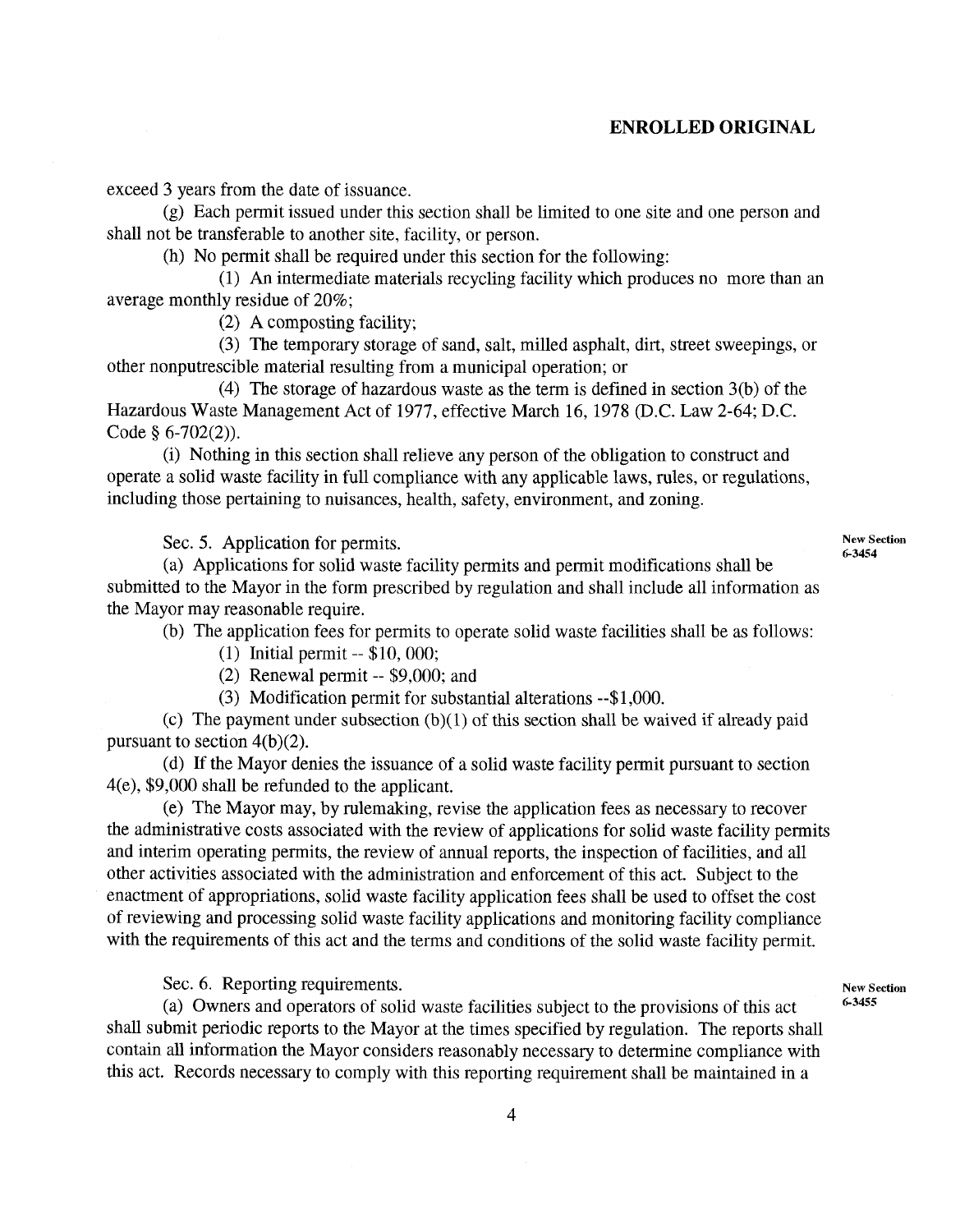exceed 3 years from the date of issuance.

(g) Each permit issued under this section shall be limited to one site and one person and shall not be transferable to another site, facility, or person.

(h) No permit shall be required under this section for the following:

(1) An intermediate materials recycling facility which produces no more than an average monthly residue of 20%;

(2) A composting facility;

(3) The temporary storage of sand, salt, milled asphalt, dirt, street sweepings, or other nonputrescible material resulting from a municipal operation; or

(4) The storage of hazardous waste as the term is defined in section 3(b) of the Hazardous Waste Management Act of 1977, effective March 16, 1978 (D.C. Law 2-64; D.C. Code § 6-702(2)).

(i) Nothing in this section shall relieve any person of the obligation to construct and operate a solid waste facility in full compliance with any applicable laws, rules, or regulations, including those pertaining to nuisances, health, safety, environment, and zoning.

Sec. 5. Application for permits.

New Section 6-3454

(a) Applications for solid waste facility permits and permit modifications shall be submitted to the Mayor in the form prescribed by regulation and shall include all information as the Mayor may reasonable require.

(b) The application fees for permits to operate solid waste facilities shall be as follows:

(1) Initial permit -- $10, 000;

(2) Renewal permit -- $9,000; and

(3) Modification permit for substantial alterations --$1,000.

(c) The payment under subsection (b)(1) of this section shall be waived if already paid pursuant to section 4(b)(2).

(d) If the Mayor denies the issuance of a solid waste facility permit pursuant to section 4(e), $9,000 shall be refunded to the applicant.

(e) The Mayor may, by rulemaking, revise the application fees as necessary to recover the administrative costs associated with the review of applications for solid waste facility permits and interim operating permits, the review of annual reports, the inspection of facilities, and all other activities associated with the administration and enforcement of this act. Subject to the enactment of appropriations, solid waste facility application fees shall be used to offset the cost of reviewing and processing solid waste facility applications and monitoring facility compliance with the requirements of this act and the terms and conditions of the solid waste facility permit.

Sec. 6. Reporting requirements.

New Section 6-3455

(a) Owners and operators of solid waste facilities subject to the provisions of this act shall submit periodic reports to the Mayor at the times specified by regulation. The reports shall contain all information the Mayor considers reasonably necessary to determine compliance with this act. Records necessary to comply with this reporting requirement shall be maintained in a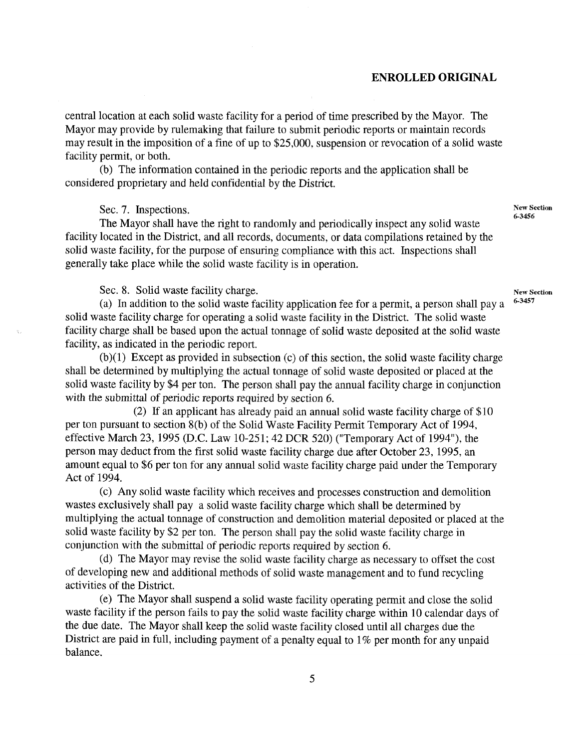**ENROLLED ORIGINAL**

central location at each solid waste facility for a period of time prescribed by the Mayor. The Mayor may provide by rulemaking that failure to submit periodic reports or maintain records may result in the imposition of a fine of up to $25,000, suspension or revocation of a solid waste facility permit, or both.

(b) The information contained in the periodic reports and the application shall be considered proprietary and held confidential by the District.

Sec. 7. Inspections.

New Section 6-3456

The Mayor shall have the right to randomly and periodically inspect any solid waste facility located in the District, and all records, documents, or data compilations retained by the solid waste facility, for the purpose of ensuring compliance with this act. Inspections shall generally take place while the solid waste facility is in operation.

Sec. 8. Solid waste facility charge.

New Section 6-3457

(a) In addition to the solid waste facility application fee for a permit, a person shall pay a solid waste facility charge for operating a solid waste facility in the District. The solid waste facility charge shall be based upon the actual tonnage of solid waste deposited at the solid waste facility, as indicated in the periodic report.

(b)(1) Except as provided in subsection (c) of this section, the solid waste facility charge shall be determined by multiplying the actual tonnage of solid waste deposited or placed at the solid waste facility by $4 per ton. The person shall pay the annual facility charge in conjunction with the submittal of periodic reports required by section 6.

(2) If an applicant has already paid an annual solid waste facility charge of $10 per ton pursuant to section 8(b) of the Solid Waste Facility Permit Temporary Act of 1994, effective March 23, 1995 (D.C. Law 10-251; 42 DCR 520) ("Temporary Act of 1994"), the person may deduct from the first solid waste facility charge due after October 23, 1995, an amount equal to $6 per ton for any annual solid waste facility charge paid under the Temporary Act of 1994.

(c) Any solid waste facility which receives and processes construction and demolition wastes exclusively shall pay a solid waste facility charge which shall be determined by multiplying the actual tonnage of construction and demolition material deposited or placed at the solid waste facility by $2 per ton. The person shall pay the solid waste facility charge in conjunction with the submittal of periodic reports required by section 6.

(d) The Mayor may revise the solid waste facility charge as necessary to offset the cost of developing new and additional methods of solid waste management and to fund recycling activities of the District.

(e) The Mayor shall suspend a solid waste facility operating permit and close the solid waste facility if the person fails to pay the solid waste facility charge within 10 calendar days of the due date. The Mayor shall keep the solid waste facility closed until all charges due the District are paid in full, including payment of a penalty equal to 1% per month for any unpaid balance.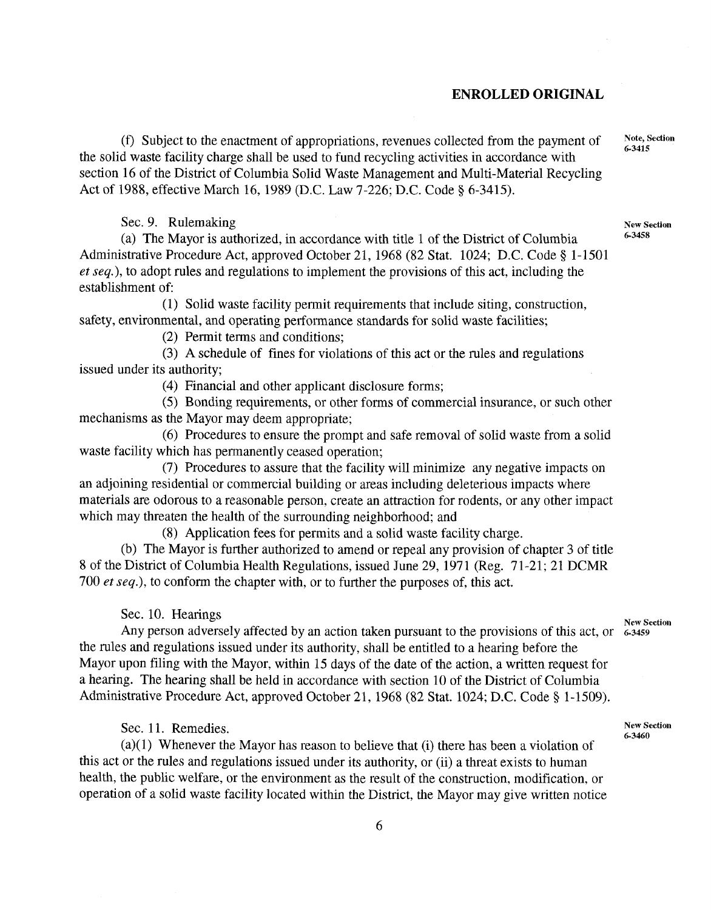**ENROLLED ORIGINAL**

(f) Subject to the enactment of appropriations, revenues collected from the payment of the solid waste facility charge shall be used to fund recycling activities in accordance with section 16 of the District of Columbia Solid Waste Management and Multi-Material Recycling Act of 1988, effective March 16, 1989 (D.C. Law 7-226; D.C. Code § 6-3415).

Note, Section 6-3415

Sec. 9. Rulemaking

New Section 6-3458

(a) The Mayor is authorized, in accordance with title 1 of the District of Columbia Administrative Procedure Act, approved October 21, 1968 (82 Stat. 1024; D.C. Code § 1-1501 *et seq.*), to adopt rules and regulations to implement the provisions of this act, including the establishment of:

(1) Solid waste facility permit requirements that include siting, construction, safety, environmental, and operating performance standards for solid waste facilities;

(2) Permit terms and conditions;

(3) A schedule of fines for violations of this act or the rules and regulations issued under its authority;

(4) Financial and other applicant disclosure forms;

(5) Bonding requirements, or other forms of commercial insurance, or such other mechanisms as the Mayor may deem appropriate;

(6) Procedures to ensure the prompt and safe removal of solid waste from a solid waste facility which has permanently ceased operation;

(7) Procedures to assure that the facility will minimize any negative impacts on an adjoining residential or commercial building or areas including deleterious impacts where materials are odorous to a reasonable person, create an attraction for rodents, or any other impact which may threaten the health of the surrounding neighborhood; and

(8) Application fees for permits and a solid waste facility charge.

(b) The Mayor is further authorized to amend or repeal any provision of chapter 3 of title 8 of the District of Columbia Health Regulations, issued June 29, 1971 (Reg. 71-21; 21 DCMR 700 *et seq.*), to conform the chapter with, or to further the purposes of, this act.

Sec. 10. Hearings

New Section 6-3459

Any person adversely affected by an action taken pursuant to the provisions of this act, or the rules and regulations issued under its authority, shall be entitled to a hearing before the Mayor upon filing with the Mayor, within 15 days of the date of the action, a written request for a hearing. The hearing shall be held in accordance with section 10 of the District of Columbia Administrative Procedure Act, approved October 21, 1968 (82 Stat. 1024; D.C. Code § 1-1509).

Sec. 11. Remedies.

New Section 6-3460

(a)(1) Whenever the Mayor has reason to believe that (i) there has been a violation of this act or the rules and regulations issued under its authority, or (ii) a threat exists to human health, the public welfare, or the environment as the result of the construction, modification, or operation of a solid waste facility located within the District, the Mayor may give written notice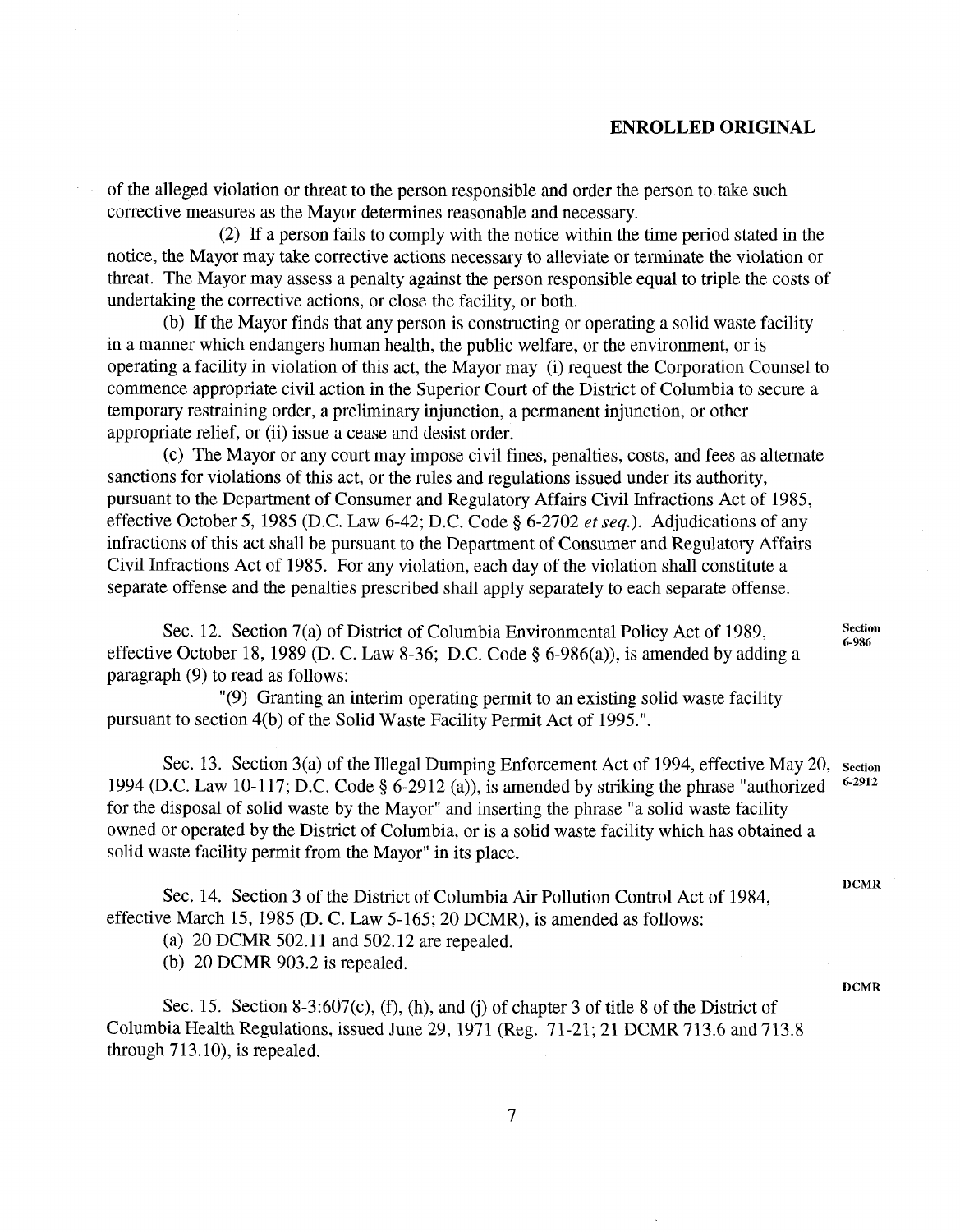of the alleged violation or threat to the person responsible and order the person to take such corrective measures as the Mayor determines reasonable and necessary.

(2) If a person fails to comply with the notice within the time period stated in the notice, the Mayor may take corrective actions necessary to alleviate or terminate the violation or threat. The Mayor may assess a penalty against the person responsible equal to triple the costs of undertaking the corrective actions, or close the facility, or both.

(b) If the Mayor finds that any person is constructing or operating a solid waste facility in a manner which endangers human health, the public welfare, or the environment, or is operating a facility in violation of this act, the Mayor may (i) request the Corporation Counsel to commence appropriate civil action in the Superior Court of the District of Columbia to secure a temporary restraining order, a preliminary injunction, a permanent injunction, or other appropriate relief, or (ii) issue a cease and desist order.

(c) The Mayor or any court may impose civil fines, penalties, costs, and fees as alternate sanctions for violations of this act, or the rules and regulations issued under its authority, pursuant to the Department of Consumer and Regulatory Affairs Civil Infractions Act of 1985, effective October 5, 1985 (D.C. Law 6-42; D.C. Code § 6-2702 *et seq.*). Adjudications of any infractions of this act shall be pursuant to the Department of Consumer and Regulatory Affairs Civil Infractions Act of 1985. For any violation, each day of the violation shall constitute a separate offense and the penalties prescribed shall apply separately to each separate offense.

Section 6-986

Sec. 12. Section 7(a) of District of Columbia Environmental Policy Act of 1989, effective October 18, 1989 (D. C. Law 8-36; D.C. Code § 6-986(a)), is amended by adding a paragraph (9) to read as follows:

"(9) Granting an interim operating permit to an existing solid waste facility pursuant to section 4(b) of the Solid Waste Facility Permit Act of 1995.".

Section 6-2912

Sec. 13. Section 3(a) of the Illegal Dumping Enforcement Act of 1994, effective May 20, 1994 (D.C. Law 10-117; D.C. Code § 6-2912 (a)), is amended by striking the phrase "authorized for the disposal of solid waste by the Mayor" and inserting the phrase "a solid waste facility owned or operated by the District of Columbia, or is a solid waste facility which has obtained a solid waste facility permit from the Mayor" in its place.

DCMR

Sec. 14. Section 3 of the District of Columbia Air Pollution Control Act of 1984, effective March 15, 1985 (D. C. Law 5-165; 20 DCMR), is amended as follows:

(a) 20 DCMR 502.11 and 502.12 are repealed.

(b) 20 DCMR 903.2 is repealed.

DCMR

Sec. 15. Section 8-3:607(c), (f), (h), and (j) of chapter 3 of title 8 of the District of Columbia Health Regulations, issued June 29, 1971 (Reg. 71-21; 21 DCMR 713.6 and 713.8 through 713.10), is repealed.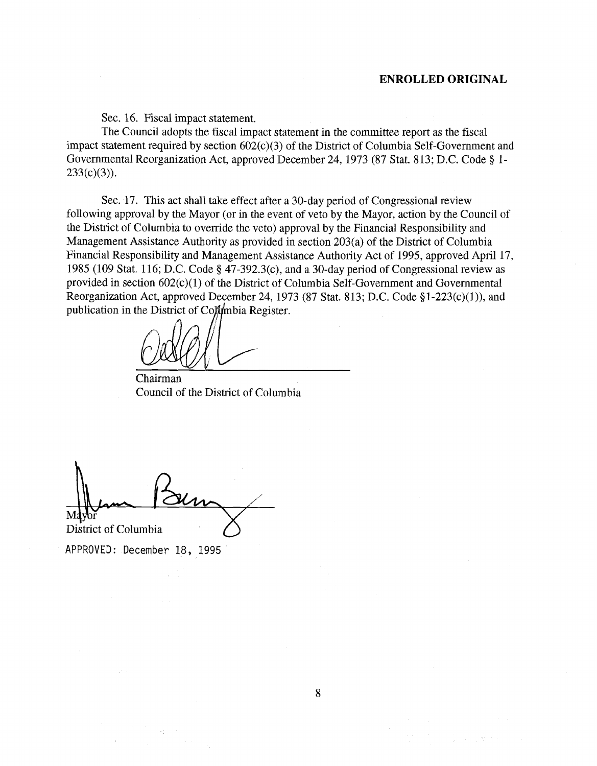**ENROLLED ORIGINAL**

Sec. 16. Fiscal impact statement.

The Council adopts the fiscal impact statement in the committee report as the fiscal impact statement required by section 602(c)(3) of the District of Columbia Self-Government and Governmental Reorganization Act, approved December 24, 1973 (87 Stat. 813; D.C. Code § 1-233(c)(3)).

Sec. 17. This act shall take effect after a 30-day period of Congressional review following approval by the Mayor (or in the event of veto by the Mayor, action by the Council of the District of Columbia to override the veto) approval by the Financial Responsibility and Management Assistance Authority as provided in section 203(a) of the District of Columbia Financial Responsibility and Management Assistance Authority Act of 1995, approved April 17, 1985 (109 Stat. 116; D.C. Code § 47-392.3(c), and a 30-day period of Congressional review as provided in section 602(c)(1) of the District of Columbia Self-Government and Governmental Reorganization Act, approved December 24, 1973 (87 Stat. 813; D.C. Code §1-223(c)(1)), and publication in the District of Columbia Register.

Chairman
Council of the District of Columbia

Mayor
District of Columbia

APPROVED: December 18, 1995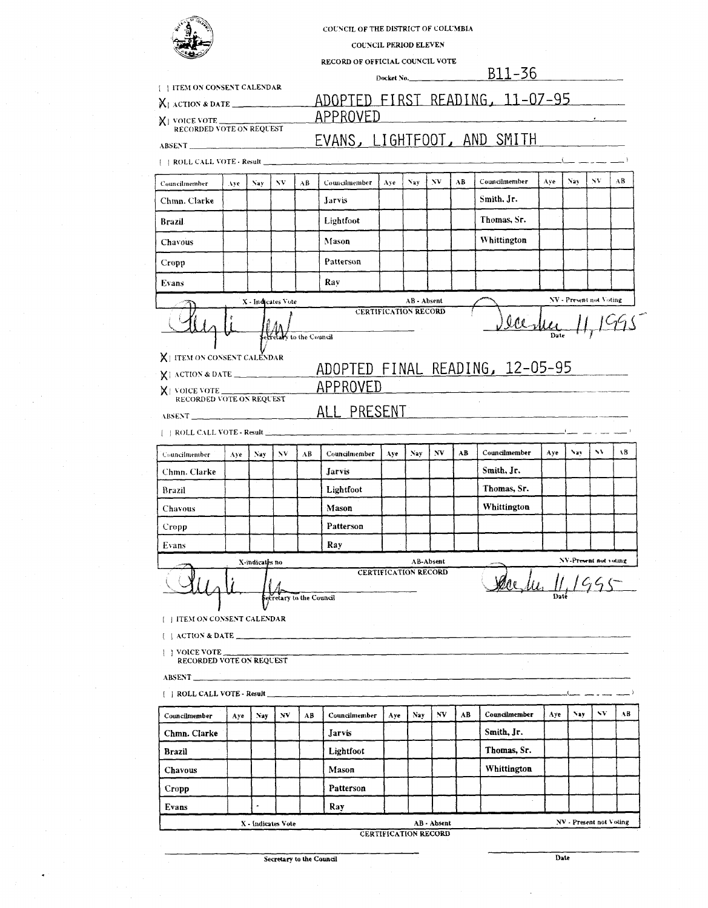COUNCIL OF THE DISTRICT OF COLUMBIA

COUNCIL PERIOD ELEVEN

RECORD OF OFFICIAL COUNCIL VOTE

Docket No. B11-36

[ ] ITEM ON CONSENT CALENDAR

[X] ACTION & DATE ADOPTED FIRST READING, 11-07-95

[X] VOICE VOTE APPROVED
RECORDED VOTE ON REQUEST

ABSENT EVANS, LIGHTFOOT, AND SMITH

[ ] ROLL CALL VOTE - Result

| Councilmember | Aye | Nay | NV | AB | Councilmember | Aye | Nay | NV | AB | Councilmember | Aye | Nay | NV | AB |
|---|---|---|---|---|---|---|---|---|---|---|---|---|---|---|
| Chmn. Clarke | | | | | Jarvis | | | | | Smith, Jr. | | | | |
| Brazil | | | | | Lightfoot | | | | | Thomas, Sr. | | | | |
| Chavous | | | | | Mason | | | | | Whittington | | | | |
| Cropp | | | | | Patterson | | | | | | | | | |
| Evans | | | | | Ray | | | | | | | | | |

X - Indicates Vote　　AB - Absent　　NV - Present not Voting

CERTIFICATION RECORD

Secretary to the Council　　December 11, 1995 (Date)

[X] ITEM ON CONSENT CALENDAR

[X] ACTION & DATE ADOPTED FINAL READING, 12-05-95

[X] VOICE VOTE APPROVED
RECORDED VOTE ON REQUEST

ABSENT ALL PRESENT

[ ] ROLL CALL VOTE - Result

| Councilmember | Aye | Nay | NV | AB | Councilmember | Aye | Nay | NV | AB | Councilmember | Aye | Nay | NV | AB |
|---|---|---|---|---|---|---|---|---|---|---|---|---|---|---|
| Chmn. Clarke | | | | | Jarvis | | | | | Smith, Jr. | | | | |
| Brazil | | | | | Lightfoot | | | | | Thomas, Sr. | | | | |
| Chavous | | | | | Mason | | | | | Whittington | | | | |
| Cropp | | | | | Patterson | | | | | | | | | |
| Evans | | | | | Ray | | | | | | | | | |

X-indicates no　　AB-Absent　　NV-Present not voting

CERTIFICATION RECORD

Secretary to the Council　　Dec. 11, 1995 (Date)

[ ] ITEM ON CONSENT CALENDAR

[ ] ACTION & DATE

[ ] VOICE VOTE
RECORDED VOTE ON REQUEST

ABSENT

[ ] ROLL CALL VOTE - Result

| Councilmember | Aye | Nay | NV | AB | Councilmember | Aye | Nay | NV | AB | Councilmember | Aye | Nay | NV | AB |
|---|---|---|---|---|---|---|---|---|---|---|---|---|---|---|
| Chmn. Clarke | | | | | Jarvis | | | | | Smith, Jr. | | | | |
| Brazil | | | | | Lightfoot | | | | | Thomas, Sr. | | | | |
| Chavous | | | | | Mason | | | | | Whittington | | | | |
| Cropp | | | | | Patterson | | | | | | | | | |
| Evans | | | | | Ray | | | | | | | | | |

X - Indicates Vote　　AB - Absent　　NV - Present not Voting

CERTIFICATION RECORD

Secretary to the Council　　Date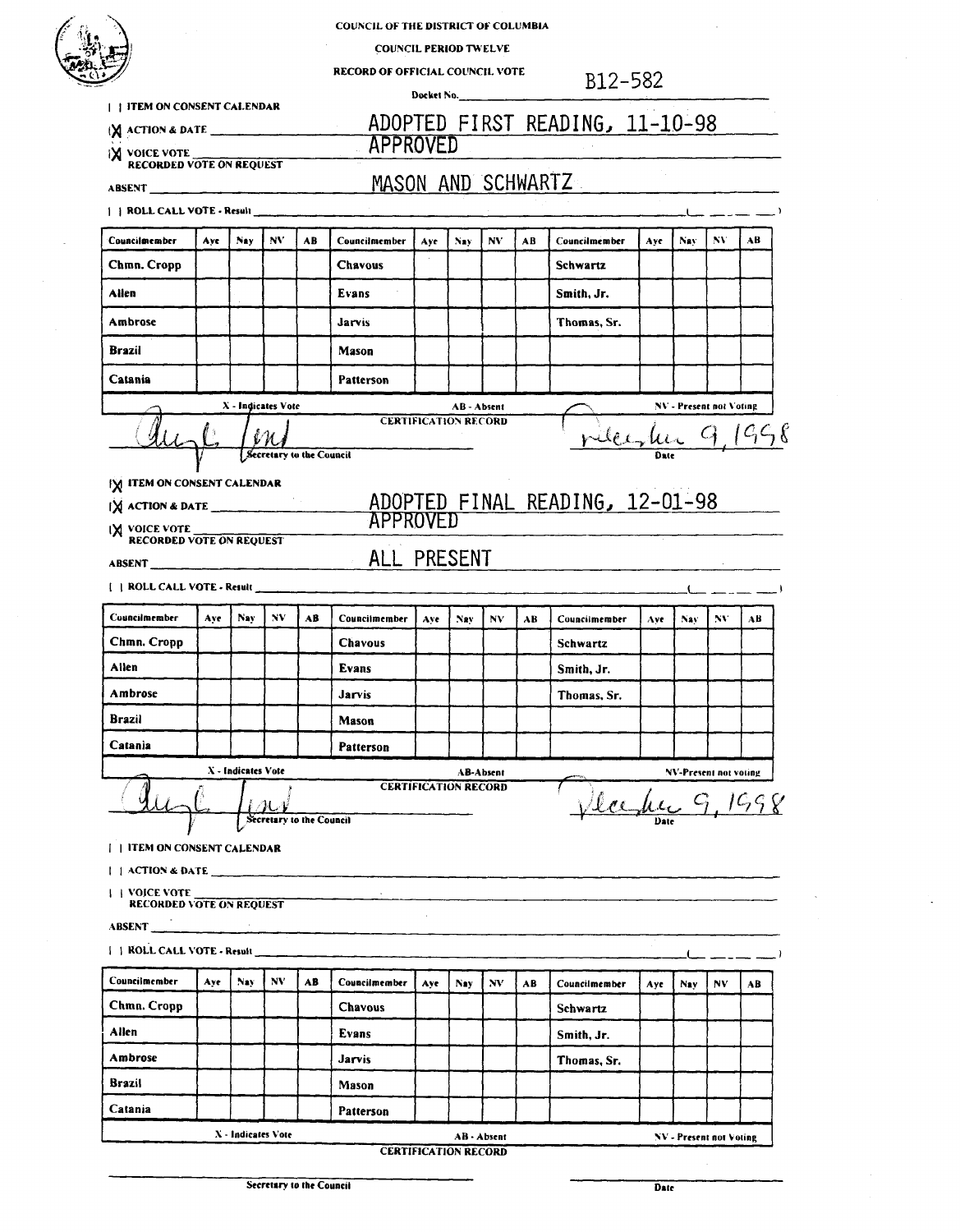COUNCIL OF THE DISTRICT OF COLUMBIA

COUNCIL PERIOD TWELVE

RECORD OF OFFICIAL COUNCIL VOTE

Docket No. B12-582

[ ] ITEM ON CONSENT CALENDAR

[X] ACTION & DATE ADOPTED FIRST READING, 11-10-98

[X] VOICE VOTE APPROVED

RECORDED VOTE ON REQUEST

ABSENT MASON AND SCHWARTZ

[ ] ROLL CALL VOTE - Result ______

| Councilmember | Aye | Nay | NV | AB | Councilmember | Aye | Nay | NV | AB | Councilmember | Aye | Nay | NV | AB |
|---|---|---|---|---|---|---|---|---|---|---|---|---|---|---|
| Chmn. Cropp | | | | | Chavous | | | | | Schwartz | | | | |
| Allen | | | | | Evans | | | | | Smith, Jr. | | | | |
| Ambrose | | | | | Jarvis | | | | | Thomas, Sr. | | | | |
| Brazil | | | | | Mason | | | | | | | | | |
| Catania | | | | | Patterson | | | | | | | | | |

X - Indicates Vote AB - Absent NV - Present not Voting

CERTIFICATION RECORD

[signature] Secretary to the Council

December 9, 1998 Date

[X] ITEM ON CONSENT CALENDAR

[X] ACTION & DATE ADOPTED FINAL READING, 12-01-98

[X] VOICE VOTE APPROVED

RECORDED VOTE ON REQUEST

ABSENT ALL PRESENT

[ ] ROLL CALL VOTE - Result ______

| Councilmember | Aye | Nay | NV | AB | Councilmember | Aye | Nay | NV | AB | Councilmember | Aye | Nay | NV | AB |
|---|---|---|---|---|---|---|---|---|---|---|---|---|---|---|
| Chmn. Cropp | | | | | Chavous | | | | | Schwartz | | | | |
| Allen | | | | | Evans | | | | | Smith, Jr. | | | | |
| Ambrose | | | | | Jarvis | | | | | Thomas, Sr. | | | | |
| Brazil | | | | | Mason | | | | | | | | | |
| Catania | | | | | Patterson | | | | | | | | | |

X - Indicates Vote AB-Absent NV-Present not voting

CERTIFICATION RECORD

[signature] Secretary to the Council

December 9, 1998 Date

[ ] ITEM ON CONSENT CALENDAR

[ ] ACTION & DATE ______

[ ] VOICE VOTE ______

RECORDED VOTE ON REQUEST

ABSENT ______

[ ] ROLL CALL VOTE - Result ______

| Councilmember | Aye | Nay | NV | AB | Councilmember | Aye | Nay | NV | AB | Councilmember | Aye | Nay | NV | AB |
|---|---|---|---|---|---|---|---|---|---|---|---|---|---|---|
| Chmn. Cropp | | | | | Chavous | | | | | Schwartz | | | | |
| Allen | | | | | Evans | | | | | Smith, Jr. | | | | |
| Ambrose | | | | | Jarvis | | | | | Thomas, Sr. | | | | |
| Brazil | | | | | Mason | | | | | | | | | |
| Catania | | | | | Patterson | | | | | | | | | |

X - Indicates Vote AB - Absent NV - Present not Voting

CERTIFICATION RECORD

______ Secretary to the Council

______ Date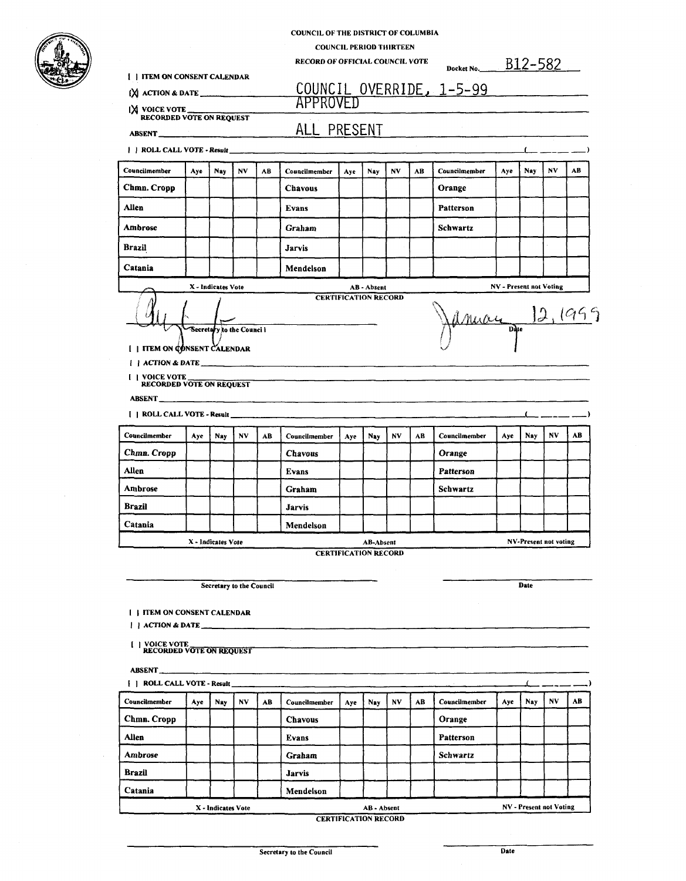COUNCIL OF THE DISTRICT OF COLUMBIA

COUNCIL PERIOD THIRTEEN

RECORD OF OFFICIAL COUNCIL VOTE

Docket No. B12-582

[ ] ITEM ON CONSENT CALENDAR

[X] ACTION & DATE COUNCIL OVERRIDE, 1-5-99

[X] VOICE VOTE APPROVED
RECORDED VOTE ON REQUEST

ABSENT ALL PRESENT

[ ] ROLL CALL VOTE - Result ( ___ ___ ___ )

| Councilmember | Aye | Nay | NV | AB | Councilmember | Aye | Nay | NV | AB | Councilmember | Aye | Nay | NV | AB |
|---|---|---|---|---|---|---|---|---|---|---|---|---|---|---|
| Chmn. Cropp | | | | | Chavous | | | | | Orange | | | | |
| Allen | | | | | Evans | | | | | Patterson | | | | |
| Ambrose | | | | | Graham | | | | | Schwartz | | | | |
| Brazil | | | | | Jarvis | | | | | | | | | |
| Catania | | | | | Mendelson | | | | | | | | | |

X - Indicates Vote AB - Absent NV - Present not Voting

CERTIFICATION RECORD

Secretary to the Council

January 12, 1999
Date

[ ] ITEM ON CONSENT CALENDAR

[ ] ACTION & DATE

[ ] VOICE VOTE
RECORDED VOTE ON REQUEST

ABSENT

[ ] ROLL CALL VOTE - Result ( ___ ___ ___ )

| Councilmember | Aye | Nay | NV | AB | Councilmember | Aye | Nay | NV | AB | Councilmember | Aye | Nay | NV | AB |
|---|---|---|---|---|---|---|---|---|---|---|---|---|---|---|
| Chmn. Cropp | | | | | Chavous | | | | | Orange | | | | |
| Allen | | | | | Evans | | | | | Patterson | | | | |
| Ambrose | | | | | Graham | | | | | Schwartz | | | | |
| Brazil | | | | | Jarvis | | | | | | | | | |
| Catania | | | | | Mendelson | | | | | | | | | |

X - Indicates Vote AB-Absent NV-Present not voting

CERTIFICATION RECORD

Secretary to the Council

Date

[ ] ITEM ON CONSENT CALENDAR

[ ] ACTION & DATE

[ ] VOICE VOTE
RECORDED VOTE ON REQUEST

ABSENT

[ ] ROLL CALL VOTE - Result ( ___ ___ ___ )

| Councilmember | Aye | Nay | NV | AB | Councilmember | Aye | Nay | NV | AB | Councilmember | Aye | Nay | NV | AB |
|---|---|---|---|---|---|---|---|---|---|---|---|---|---|---|
| Chmn. Cropp | | | | | Chavous | | | | | Orange | | | | |
| Allen | | | | | Evans | | | | | Patterson | | | | |
| Ambrose | | | | | Graham | | | | | Schwartz | | | | |
| Brazil | | | | | Jarvis | | | | | | | | | |
| Catania | | | | | Mendelson | | | | | | | | | |

X - Indicates Vote AB - Absent NV - Present not Voting

CERTIFICATION RECORD

Secretary to the Council

Date